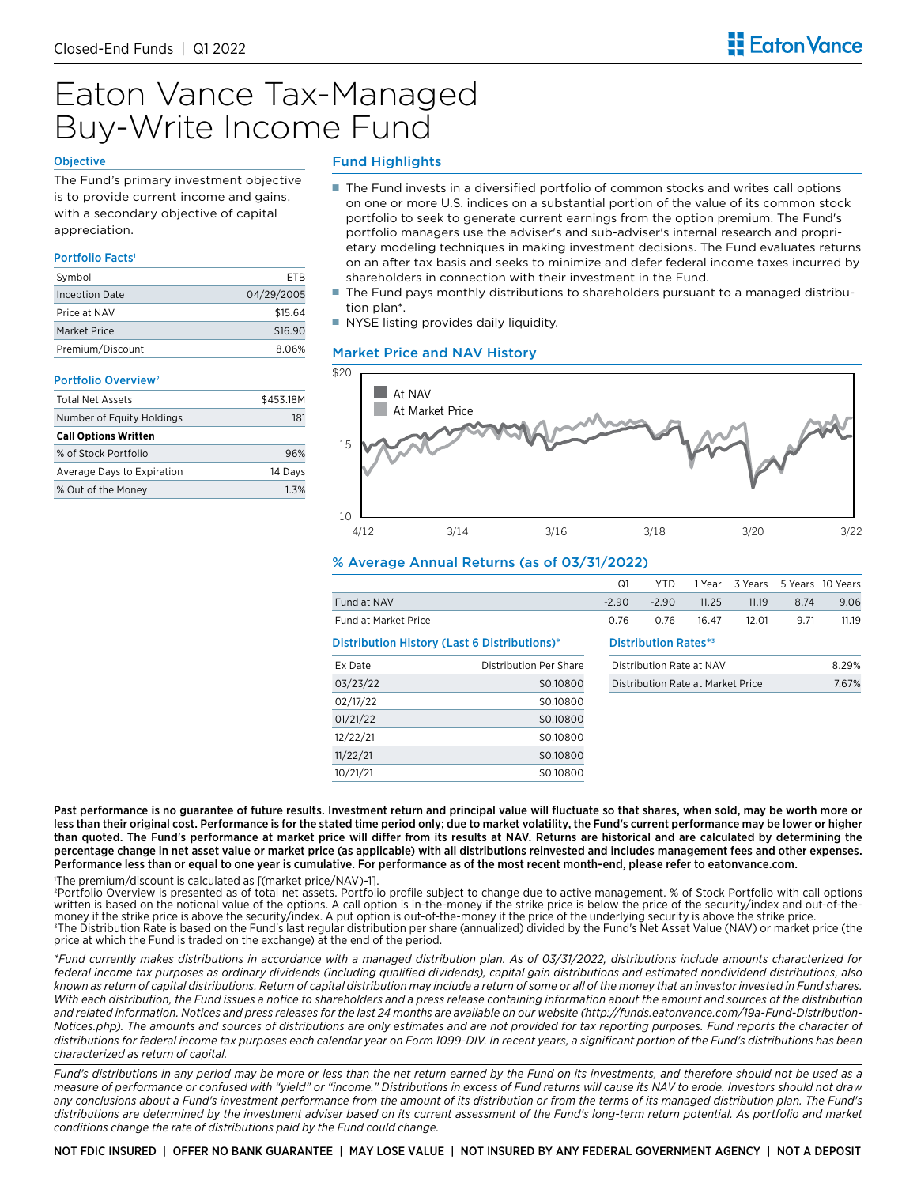Closed-End Funds | Q1 2022

# Eaton Vance Tax-Managed Buy-Write Income Fund

## Objective

The Fund's primary investment objective is to provide current income and gains, with a secondary objective of capital appreciation.

## Portfolio Facts[1]

| | |
|---|---|
| Symbol | ETB |
| Inception Date | 04/29/2005 |
| Price at NAV | $15.64 |
| Market Price | $16.90 |
| Premium/Discount | 8.06% |

## Portfolio Overview[2]

| | |
|---|---|
| Total Net Assets | $453.18M |
| Number of Equity Holdings | 181 |
| **Call Options Written** | |
| % of Stock Portfolio | 96% |
| Average Days to Expiration | 14 Days |
| % Out of the Money | 1.3% |

## Fund Highlights

- The Fund invests in a diversified portfolio of common stocks and writes call options on one or more U.S. indices on a substantial portion of the value of its common stock portfolio to seek to generate current earnings from the option premium. The Fund's portfolio managers use the adviser's and sub-adviser's internal research and proprietary modeling techniques in making investment decisions. The Fund evaluates returns on an after tax basis and seeks to minimize and defer federal income taxes incurred by shareholders in connection with their investment in the Fund.
- The Fund pays monthly distributions to shareholders pursuant to a managed distribution plan*.
- NYSE listing provides daily liquidity.

## Market Price and NAV History

## % Average Annual Returns (as of 03/31/2022)

| | Q1 | YTD | 1 Year | 3 Years | 5 Years | 10 Years |
|---|---|---|---|---|---|---|
| Fund at NAV | -2.90 | -2.90 | 11.25 | 11.19 | 8.74 | 9.06 |
| Fund at Market Price | 0.76 | 0.76 | 16.47 | 12.01 | 9.71 | 11.19 |

## Distribution History (Last 6 Distributions)*

| Ex Date | Distribution Per Share |
|---|---|
| 03/23/22 | $0.10800 |
| 02/17/22 | $0.10800 |
| 01/21/22 | $0.10800 |
| 12/22/21 | $0.10800 |
| 11/22/21 | $0.10800 |
| 10/21/21 | $0.10800 |

## Distribution Rates*[3]

| | |
|---|---|
| Distribution Rate at NAV | 8.29% |
| Distribution Rate at Market Price | 7.67% |

**Past performance is no guarantee of future results. Investment return and principal value will fluctuate so that shares, when sold, may be worth more or less than their original cost. Performance is for the stated time period only; due to market volatility, the Fund's current performance may be lower or higher than quoted. The Fund's performance at market price will differ from its results at NAV. Returns are historical and are calculated by determining the percentage change in net asset value or market price (as applicable) with all distributions reinvested and includes management fees and other expenses. Performance less than or equal to one year is cumulative. For performance as of the most recent month-end, please refer to eatonvance.com.**

[1]The premium/discount is calculated as [(market price/NAV)-1].
[2]Portfolio Overview is presented as of total net assets. Portfolio profile subject to change due to active management. % of Stock Portfolio with call options written is based on the notional value of the options. A call option is in-the-money if the strike price is below the price of the security/index and out-of-the-money if the strike price is above the security/index. A put option is out-of-the-money if the price of the underlying security is above the strike price.
[3]The Distribution Rate is based on the Fund's last regular distribution per share (annualized) divided by the Fund's Net Asset Value (NAV) or market price (the price at which the Fund is traded on the exchange) at the end of the period.

*\*Fund currently makes distributions in accordance with a managed distribution plan. As of 03/31/2022, distributions include amounts characterized for federal income tax purposes as ordinary dividends (including qualified dividends), capital gain distributions and estimated nondividend distributions, also known as return of capital distributions. Return of capital distribution may include a return of some or all of the money that an investor invested in Fund shares. With each distribution, the Fund issues a notice to shareholders and a press release containing information about the amount and sources of the distribution and related information. Notices and press releases for the last 24 months are available on our website (http://funds.eatonvance.com/19a-Fund-Distribution-Notices.php). The amounts and sources of distributions are only estimates and are not provided for tax reporting purposes. Fund reports the character of distributions for federal income tax purposes each calendar year on Form 1099-DIV. In recent years, a significant portion of the Fund's distributions has been characterized as return of capital.*

*Fund's distributions in any period may be more or less than the net return earned by the Fund on its investments, and therefore should not be used as a measure of performance or confused with "yield" or "income." Distributions in excess of Fund returns will cause its NAV to erode. Investors should not draw any conclusions about a Fund's investment performance from the amount of its distribution or from the terms of its managed distribution plan. The Fund's distributions are determined by the investment adviser based on its current assessment of the Fund's long-term return potential. As portfolio and market conditions change the rate of distributions paid by the Fund could change.*

NOT FDIC INSURED | OFFER NO BANK GUARANTEE | MAY LOSE VALUE | NOT INSURED BY ANY FEDERAL GOVERNMENT AGENCY | NOT A DEPOSIT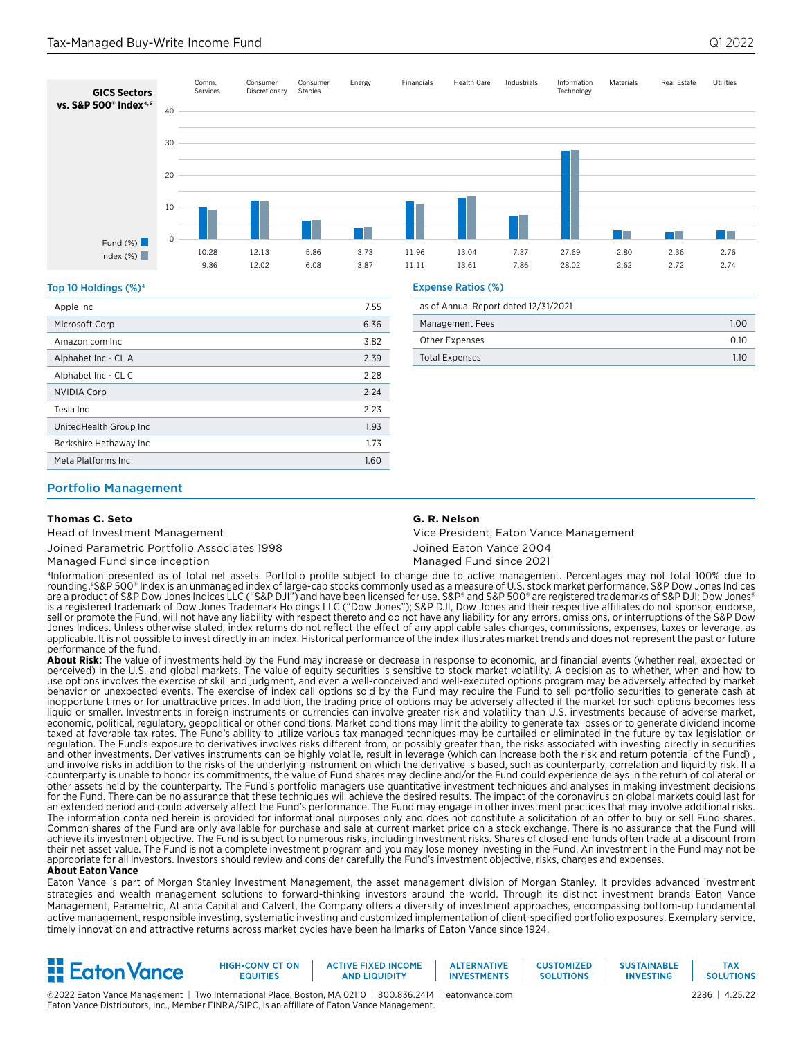## GICS Sectors vs. S&P 500® Index[4,5]

Comm. Services
Consumer Discretionary
Consumer Staples
Energy
Financials
Health Care
Industrials
Information Technology
Materials
Real Estate
Utilities

40
30
20
10
0

Fund (%)
Index (%)

10.28 9.36
12.13 12.02
5.86 6.08
3.73 3.87
11.96 11.11
13.04 13.61
7.37 7.86
27.69 28.02
2.80 2.62
2.36 2.72
2.76 2.74

## Top 10 Holdings (%)[4]

| | |
|---|---|
| Apple Inc | 7.55 |
| Microsoft Corp | 6.36 |
| Amazon.com Inc | 3.82 |
| Alphabet Inc - CL A | 2.39 |
| Alphabet Inc - CL C | 2.28 |
| NVIDIA Corp | 2.24 |
| Tesla Inc | 2.23 |
| UnitedHealth Group Inc | 1.93 |
| Berkshire Hathaway Inc | 1.73 |
| Meta Platforms Inc | 1.60 |

## Expense Ratios (%)

| as of Annual Report dated 12/31/2021 | |
|---|---|
| Management Fees | 1.00 |
| Other Expenses | 0.10 |
| Total Expenses | 1.10 |

## Portfolio Management

**Thomas C. Seto**
Head of Investment Management
Joined Parametric Portfolio Associates 1998
Managed Fund since inception

**G. R. Nelson**
Vice President, Eaton Vance Management
Joined Eaton Vance 2004
Managed Fund since 2021

[4]Information presented as of total net assets. Portfolio profile subject to change due to active management. Percentages may not total 100% due to rounding.[5]S&P 500® Index is an unmanaged index of large-cap stocks commonly used as a measure of U.S. stock market performance. S&P Dow Jones Indices are a product of S&P Dow Jones Indices LLC ("S&P DJI") and have been licensed for use. S&P® and S&P 500® are registered trademarks of S&P DJI; Dow Jones® is a registered trademark of Dow Jones Trademark Holdings LLC ("Dow Jones"); S&P DJI, Dow Jones and their respective affiliates do not sponsor, endorse, sell or promote the Fund, will not have any liability with respect thereto and do not have any liability for any errors, omissions, or interruptions of the S&P Dow Jones Indices. Unless otherwise stated, index returns do not reflect the effect of any applicable sales charges, commissions, expenses, taxes or leverage, as applicable. It is not possible to invest directly in an index. Historical performance of the index illustrates market trends and does not represent the past or future performance of the fund.

**About Risk:** The value of investments held by the Fund may increase or decrease in response to economic, and financial events (whether real, expected or perceived) in the U.S. and global markets. The value of equity securities is sensitive to stock market volatility. A decision as to whether, when and how to use options involves the exercise of skill and judgment, and even a well-conceived and well-executed options program may be adversely affected by market behavior or unexpected events. The exercise of index call options sold by the Fund may require the Fund to sell portfolio securities to generate cash at inopportune times or for unattractive prices. In addition, the trading price of options may be adversely affected if the market for such options becomes less liquid or smaller. Investments in foreign instruments or currencies can involve greater risk and volatility than U.S. investments because of adverse market, economic, political, regulatory, geopolitical or other conditions. Market conditions may limit the ability to generate tax losses or to generate dividend income taxed at favorable tax rates. The Fund's ability to utilize various tax-managed techniques may be curtailed or eliminated in the future by tax legislation or regulation. The Fund's exposure to derivatives involves risks different from, or possibly greater than, the risks associated with investing directly in securities and other investments. Derivatives instruments can be highly volatile, result in leverage (which can increase both the risk and return potential of the Fund) , and involve risks in addition to the risks of the underlying instrument on which the derivative is based, such as counterparty, correlation and liquidity risk. If a counterparty is unable to honor its commitments, the value of Fund shares may decline and/or the Fund could experience delays in the return of collateral or other assets held by the counterparty. The Fund's portfolio managers use quantitative investment techniques and analyses in making investment decisions for the Fund. There can be no assurance that these techniques will achieve the desired results. The impact of the coronavirus on global markets could last for an extended period and could adversely affect the Fund's performance. The Fund may engage in other investment practices that may involve additional risks. The information contained herein is provided for informational purposes only and does not constitute a solicitation of an offer to buy or sell Fund shares. Common shares of the Fund are only available for purchase and sale at current market price on a stock exchange. There is no assurance that the Fund will achieve its investment objective. The Fund is subject to numerous risks, including investment risks. Shares of closed-end funds often trade at a discount from their net asset value. The Fund is not a complete investment program and you may lose money investing in the Fund. An investment in the Fund may not be appropriate for all investors. Investors should review and consider carefully the Fund's investment objective, risks, charges and expenses.

**About Eaton Vance**

Eaton Vance is part of Morgan Stanley Investment Management, the asset management division of Morgan Stanley. It provides advanced investment strategies and wealth management solutions to forward-thinking investors around the world. Through its distinct investment brands Eaton Vance Management, Parametric, Atlanta Capital and Calvert, the Company offers a diversity of investment approaches, encompassing bottom-up fundamental active management, responsible investing, systematic investing and customized implementation of client-specified portfolio exposures. Exemplary service, timely innovation and attractive returns across market cycles have been hallmarks of Eaton Vance since 1924.

Eaton Vance | HIGH-CONVICTION EQUITIES | ACTIVE FIXED INCOME AND LIQUIDITY | ALTERNATIVE INVESTMENTS | CUSTOMIZED SOLUTIONS | SUSTAINABLE INVESTING | TAX SOLUTIONS

©2022 Eaton Vance Management | Two International Place, Boston, MA 02110 | 800.836.2414 | eatonvance.com
Eaton Vance Distributors, Inc., Member FINRA/SIPC, is an affiliate of Eaton Vance Management.

2286 | 4.25.22